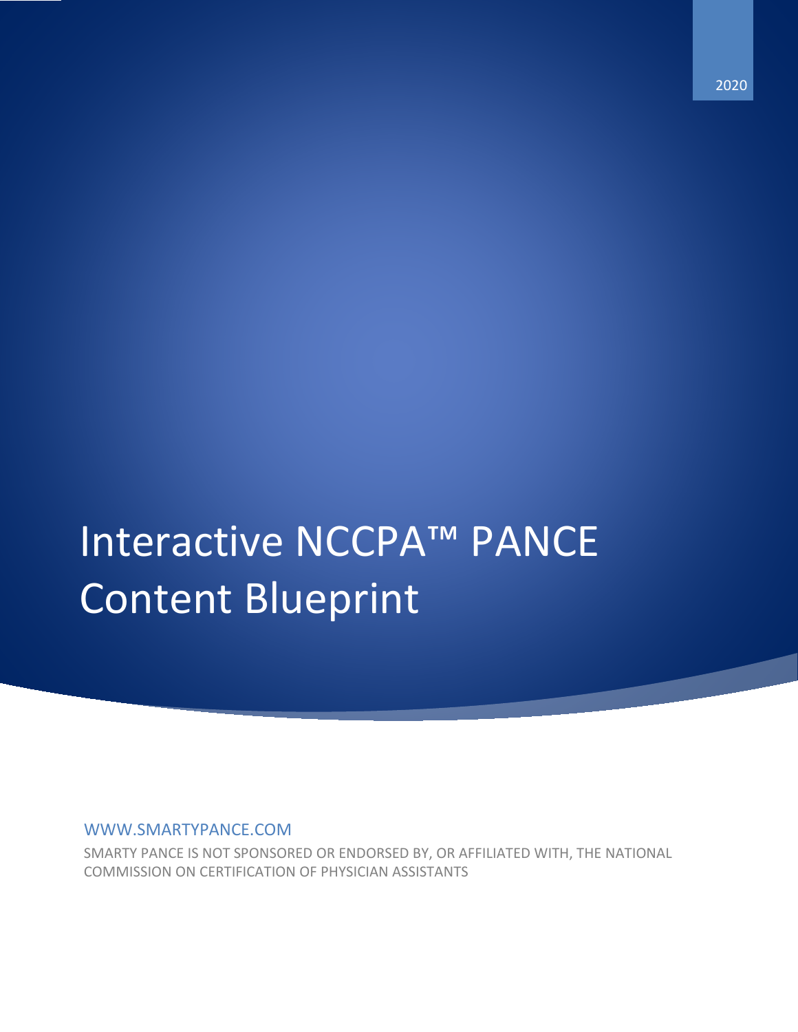2020

# Interactive NCCPA™ PANCE Content Blueprint

WWW.SMARTYPANCE.COM

SMARTY PANCE IS NOT SPONSORED OR ENDORSED BY, OR AFFILIATED WITH, THE NATIONAL COMMISSION ON CERTIFICATION OF PHYSICIAN ASSISTANTS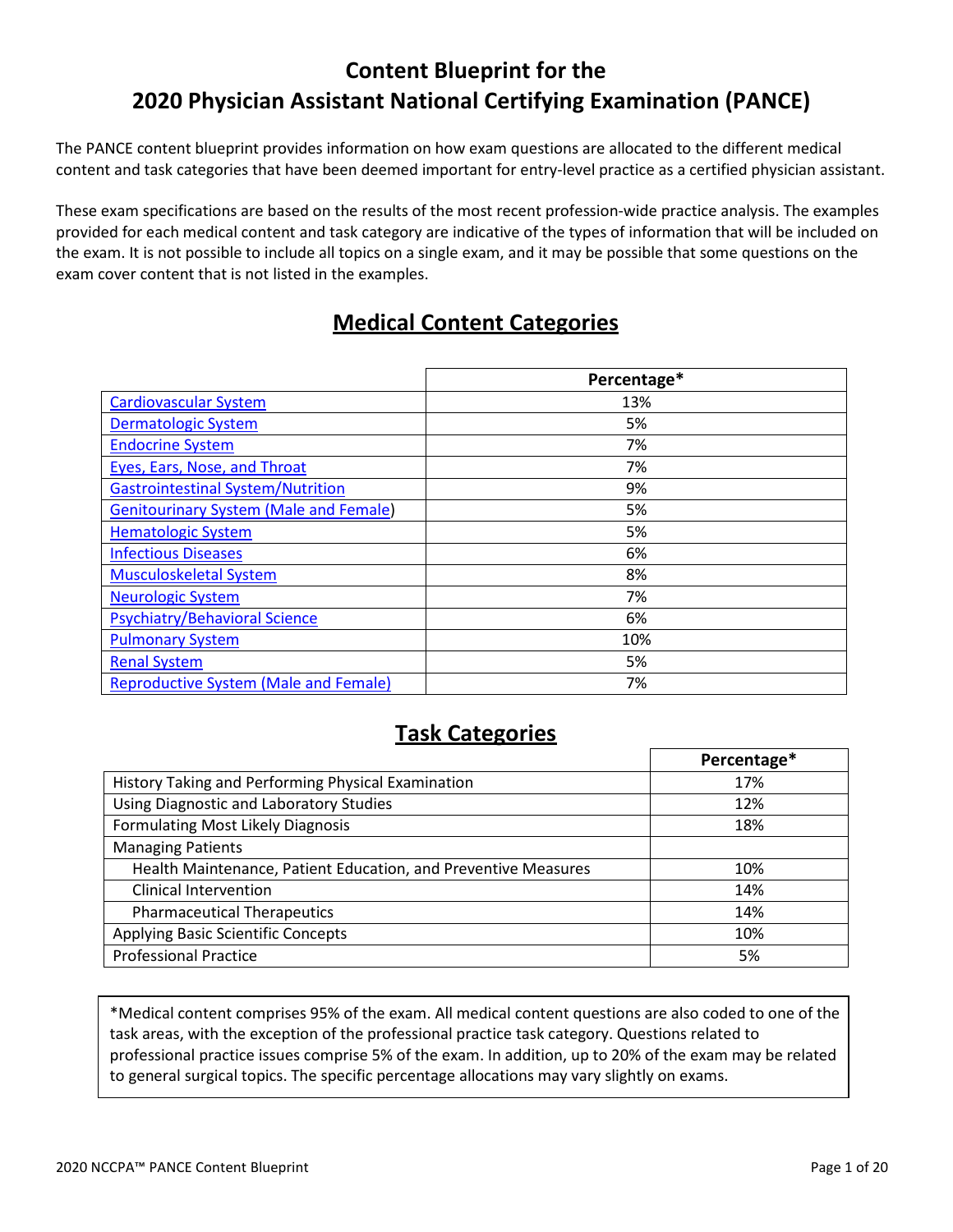# Content Blueprint for the 2020 Physician Assistant National Certifying Examination (PANCE)

The PANCE content blueprint provides information on how exam questions are allocated to the different medical content and task categories that have been deemed important for entry-level practice as a certified physician assistant.

These exam specifications are based on the results of the most recent profession-wide practice analysis. The examples provided for each medical content and task category are indicative of the types of information that will be included on the exam. It is not possible to include all topics on a single exam, and it may be possible that some questions on the exam cover content that is not listed in the examples.

## Medical Content Categories

| | Percentage* |
|---|---|
| Cardiovascular System | 13% |
| Dermatologic System | 5% |
| Endocrine System | 7% |
| Eyes, Ears, Nose, and Throat | 7% |
| Gastrointestinal System/Nutrition | 9% |
| Genitourinary System (Male and Female) | 5% |
| Hematologic System | 5% |
| Infectious Diseases | 6% |
| Musculoskeletal System | 8% |
| Neurologic System | 7% |
| Psychiatry/Behavioral Science | 6% |
| Pulmonary System | 10% |
| Renal System | 5% |
| Reproductive System (Male and Female) | 7% |

## Task Categories

| | Percentage* |
|---|---|
| History Taking and Performing Physical Examination | 17% |
| Using Diagnostic and Laboratory Studies | 12% |
| Formulating Most Likely Diagnosis | 18% |
| Managing Patients | |
| Health Maintenance, Patient Education, and Preventive Measures | 10% |
| Clinical Intervention | 14% |
| Pharmaceutical Therapeutics | 14% |
| Applying Basic Scientific Concepts | 10% |
| Professional Practice | 5% |

*Medical content comprises 95% of the exam. All medical content questions are also coded to one of the task areas, with the exception of the professional practice task category. Questions related to professional practice issues comprise 5% of the exam. In addition, up to 20% of the exam may be related to general surgical topics. The specific percentage allocations may vary slightly on exams.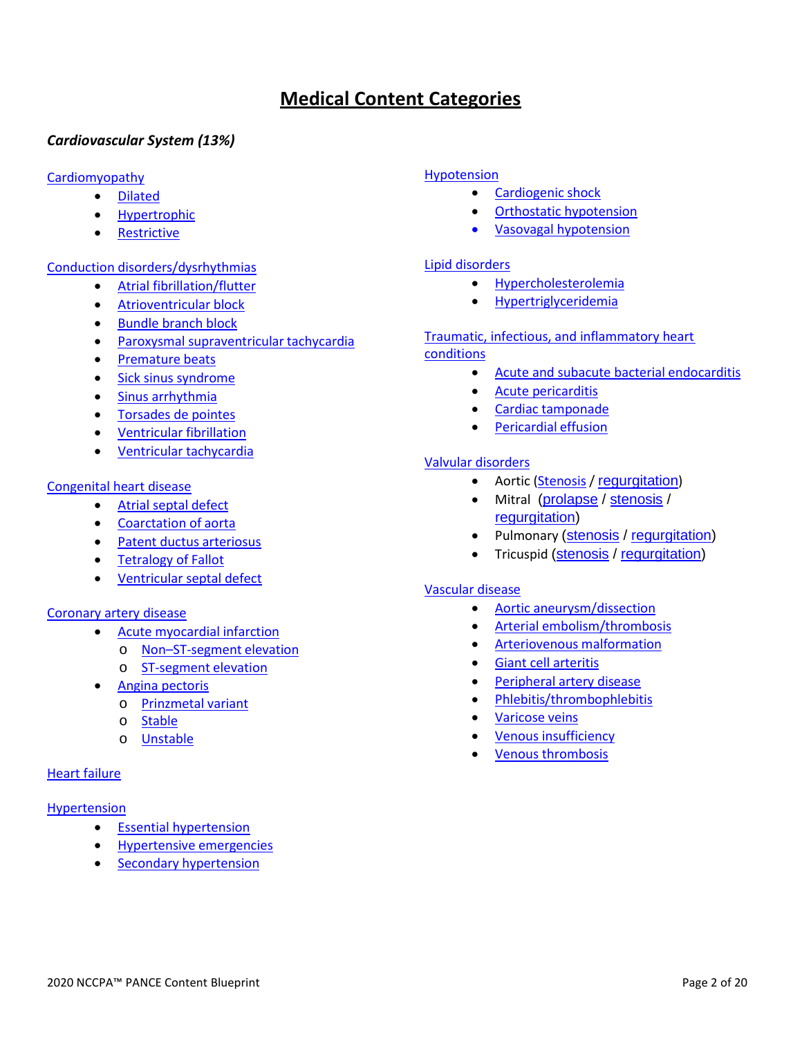# Medical Content Categories

### *Cardiovascular System (13%)*

Cardiomyopathy
- Dilated
- Hypertrophic
- Restrictive

Conduction disorders/dysrhythmias
- Atrial fibrillation/flutter
- Atrioventricular block
- Bundle branch block
- Paroxysmal supraventricular tachycardia
- Premature beats
- Sick sinus syndrome
- Sinus arrhythmia
- Torsades de pointes
- Ventricular fibrillation
- Ventricular tachycardia

Congenital heart disease
- Atrial septal defect
- Coarctation of aorta
- Patent ductus arteriosus
- Tetralogy of Fallot
- Ventricular septal defect

Coronary artery disease
- Acute myocardial infarction
  - Non–ST-segment elevation
  - ST-segment elevation
- Angina pectoris
  - Prinzmetal variant
  - Stable
  - Unstable

Heart failure

Hypertension
- Essential hypertension
- Hypertensive emergencies
- Secondary hypertension

Hypotension
- Cardiogenic shock
- Orthostatic hypotension
- Vasovagal hypotension

Lipid disorders
- Hypercholesterolemia
- Hypertriglyceridemia

Traumatic, infectious, and inflammatory heart conditions
- Acute and subacute bacterial endocarditis
- Acute pericarditis
- Cardiac tamponade
- Pericardial effusion

Valvular disorders
- Aortic (Stenosis / regurgitation)
- Mitral (prolapse / stenosis / regurgitation)
- Pulmonary (stenosis / regurgitation)
- Tricuspid (stenosis / regurgitation)

Vascular disease
- Aortic aneurysm/dissection
- Arterial embolism/thrombosis
- Arteriovenous malformation
- Giant cell arteritis
- Peripheral artery disease
- Phlebitis/thrombophlebitis
- Varicose veins
- Venous insufficiency
- Venous thrombosis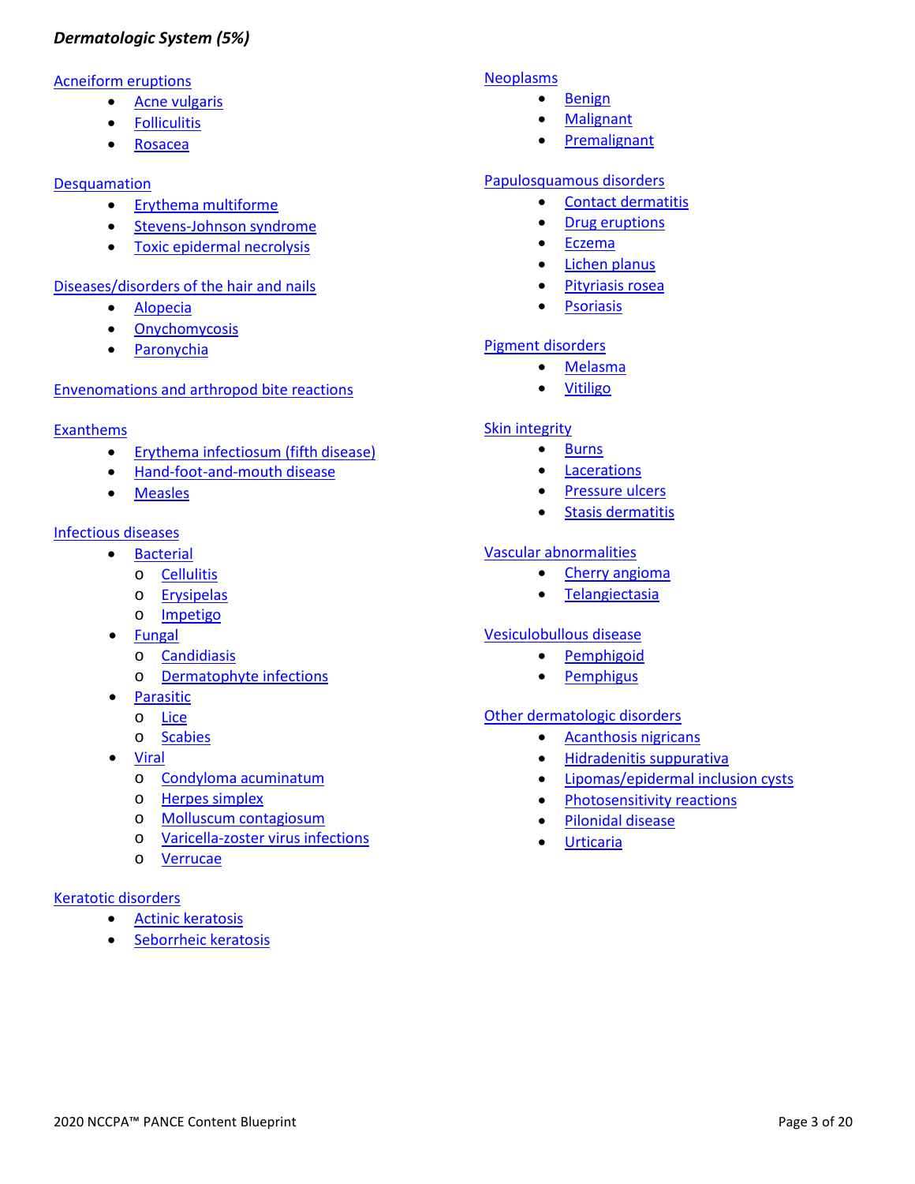***Dermatologic System (5%)***

Acneiform eruptions

- Acne vulgaris
- Folliculitis
- Rosacea

Desquamation

- Erythema multiforme
- Stevens-Johnson syndrome
- Toxic epidermal necrolysis

Diseases/disorders of the hair and nails

- Alopecia
- Onychomycosis
- Paronychia

Envenomations and arthropod bite reactions

Exanthems

- Erythema infectiosum (fifth disease)
- Hand-foot-and-mouth disease
- Measles

Infectious diseases

- Bacterial
  - Cellulitis
  - Erysipelas
  - Impetigo
- Fungal
  - Candidiasis
  - Dermatophyte infections
- Parasitic
  - Lice
  - Scabies
- Viral
  - Condyloma acuminatum
  - Herpes simplex
  - Molluscum contagiosum
  - Varicella-zoster virus infections
  - Verrucae

Keratotic disorders

- Actinic keratosis
- Seborrheic keratosis

Neoplasms

- Benign
- Malignant
- Premalignant

Papulosquamous disorders

- Contact dermatitis
- Drug eruptions
- Eczema
- Lichen planus
- Pityriasis rosea
- Psoriasis

Pigment disorders

- Melasma
- Vitiligo

Skin integrity

- Burns
- Lacerations
- Pressure ulcers
- Stasis dermatitis

Vascular abnormalities

- Cherry angioma
- Telangiectasia

Vesiculobullous disease

- Pemphigoid
- Pemphigus

Other dermatologic disorders

- Acanthosis nigricans
- Hidradenitis suppurativa
- Lipomas/epidermal inclusion cysts
- Photosensitivity reactions
- Pilonidal disease
- Urticaria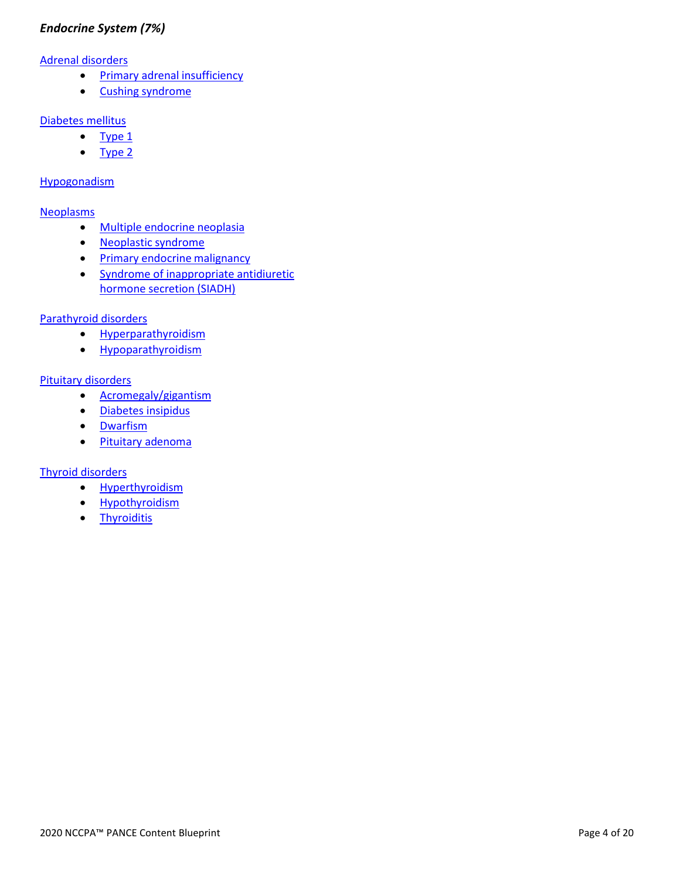## *Endocrine System (7%)*

Adrenal disorders

- Primary adrenal insufficiency
- Cushing syndrome

Diabetes mellitus

- Type 1
- Type 2

Hypogonadism

Neoplasms

- Multiple endocrine neoplasia
- Neoplastic syndrome
- Primary endocrine malignancy
- Syndrome of inappropriate antidiuretic hormone secretion (SIADH)

Parathyroid disorders

- Hyperparathyroidism
- Hypoparathyroidism

Pituitary disorders

- Acromegaly/gigantism
- Diabetes insipidus
- Dwarfism
- Pituitary adenoma

Thyroid disorders

- Hyperthyroidism
- Hypothyroidism
- Thyroiditis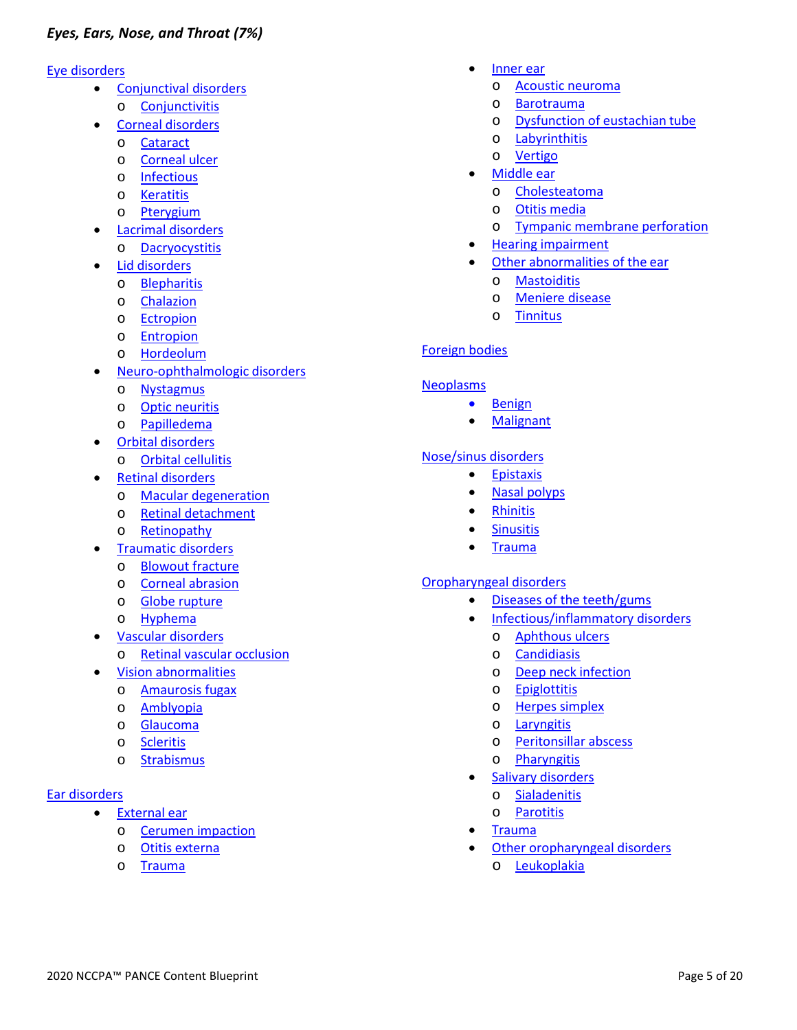### *Eyes, Ears, Nose, and Throat (7%)*

Eye disorders

- Conjunctival disorders
  - Conjunctivitis
- Corneal disorders
  - Cataract
  - Corneal ulcer
  - Infectious
  - Keratitis
  - Pterygium
- Lacrimal disorders
  - Dacryocystitis
- Lid disorders
  - Blepharitis
  - Chalazion
  - Ectropion
  - Entropion
  - Hordeolum
- Neuro-ophthalmologic disorders
  - Nystagmus
  - Optic neuritis
  - Papilledema
- Orbital disorders
  - Orbital cellulitis
- Retinal disorders
  - Macular degeneration
  - Retinal detachment
  - Retinopathy
- Traumatic disorders
  - Blowout fracture
  - Corneal abrasion
  - Globe rupture
  - Hyphema
- Vascular disorders
  - Retinal vascular occlusion
- Vision abnormalities
  - Amaurosis fugax
  - Amblyopia
  - Glaucoma
  - Scleritis
  - Strabismus

Ear disorders

- External ear
  - Cerumen impaction
  - Otitis externa
  - Trauma
- Inner ear
  - Acoustic neuroma
  - Barotrauma
  - Dysfunction of eustachian tube
  - Labyrinthitis
  - Vertigo
- Middle ear
  - Cholesteatoma
  - Otitis media
  - Tympanic membrane perforation
- Hearing impairment
- Other abnormalities of the ear
  - Mastoiditis
  - Meniere disease
  - Tinnitus

Foreign bodies

Neoplasms

- Benign
- Malignant

Nose/sinus disorders

- Epistaxis
- Nasal polyps
- Rhinitis
- Sinusitis
- Trauma

Oropharyngeal disorders

- Diseases of the teeth/gums
- Infectious/inflammatory disorders
  - Aphthous ulcers
  - Candidiasis
  - Deep neck infection
  - Epiglottitis
  - Herpes simplex
  - Laryngitis
  - Peritonsillar abscess
  - Pharyngitis
- Salivary disorders
  - Sialadenitis
  - Parotitis
- Trauma
- Other oropharyngeal disorders
  - Leukoplakia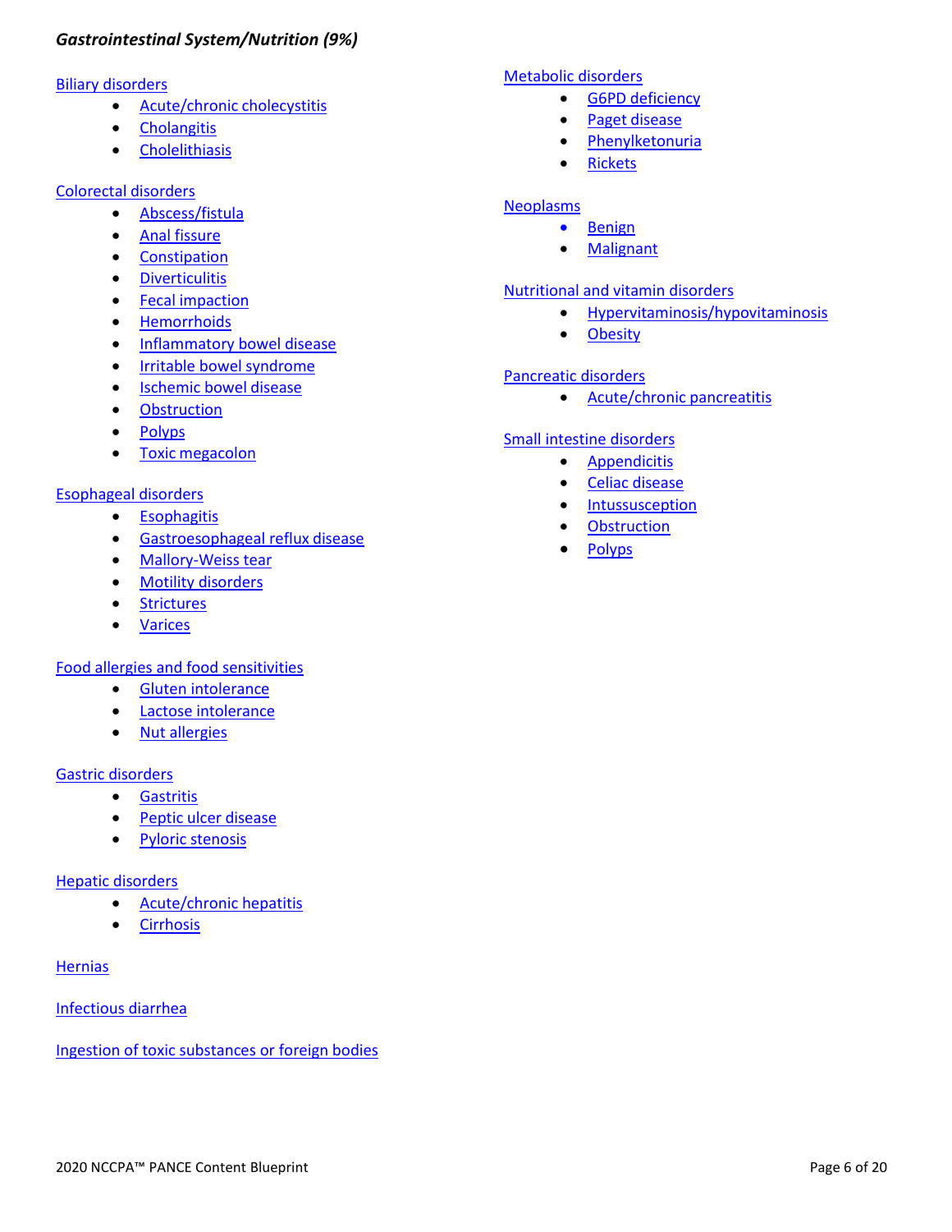## *Gastrointestinal System/Nutrition (9%)*

Biliary disorders

- Acute/chronic cholecystitis
- Cholangitis
- Cholelithiasis

Colorectal disorders

- Abscess/fistula
- Anal fissure
- Constipation
- Diverticulitis
- Fecal impaction
- Hemorrhoids
- Inflammatory bowel disease
- Irritable bowel syndrome
- Ischemic bowel disease
- Obstruction
- Polyps
- Toxic megacolon

Esophageal disorders

- Esophagitis
- Gastroesophageal reflux disease
- Mallory-Weiss tear
- Motility disorders
- Strictures
- Varices

Food allergies and food sensitivities

- Gluten intolerance
- Lactose intolerance
- Nut allergies

Gastric disorders

- Gastritis
- Peptic ulcer disease
- Pyloric stenosis

Hepatic disorders

- Acute/chronic hepatitis
- Cirrhosis

Hernias

Infectious diarrhea

Ingestion of toxic substances or foreign bodies

Metabolic disorders

- G6PD deficiency
- Paget disease
- Phenylketonuria
- Rickets

Neoplasms

- Benign
- Malignant

Nutritional and vitamin disorders

- Hypervitaminosis/hypovitaminosis
- Obesity

Pancreatic disorders

- Acute/chronic pancreatitis

Small intestine disorders

- Appendicitis
- Celiac disease
- Intussusception
- Obstruction
- Polyps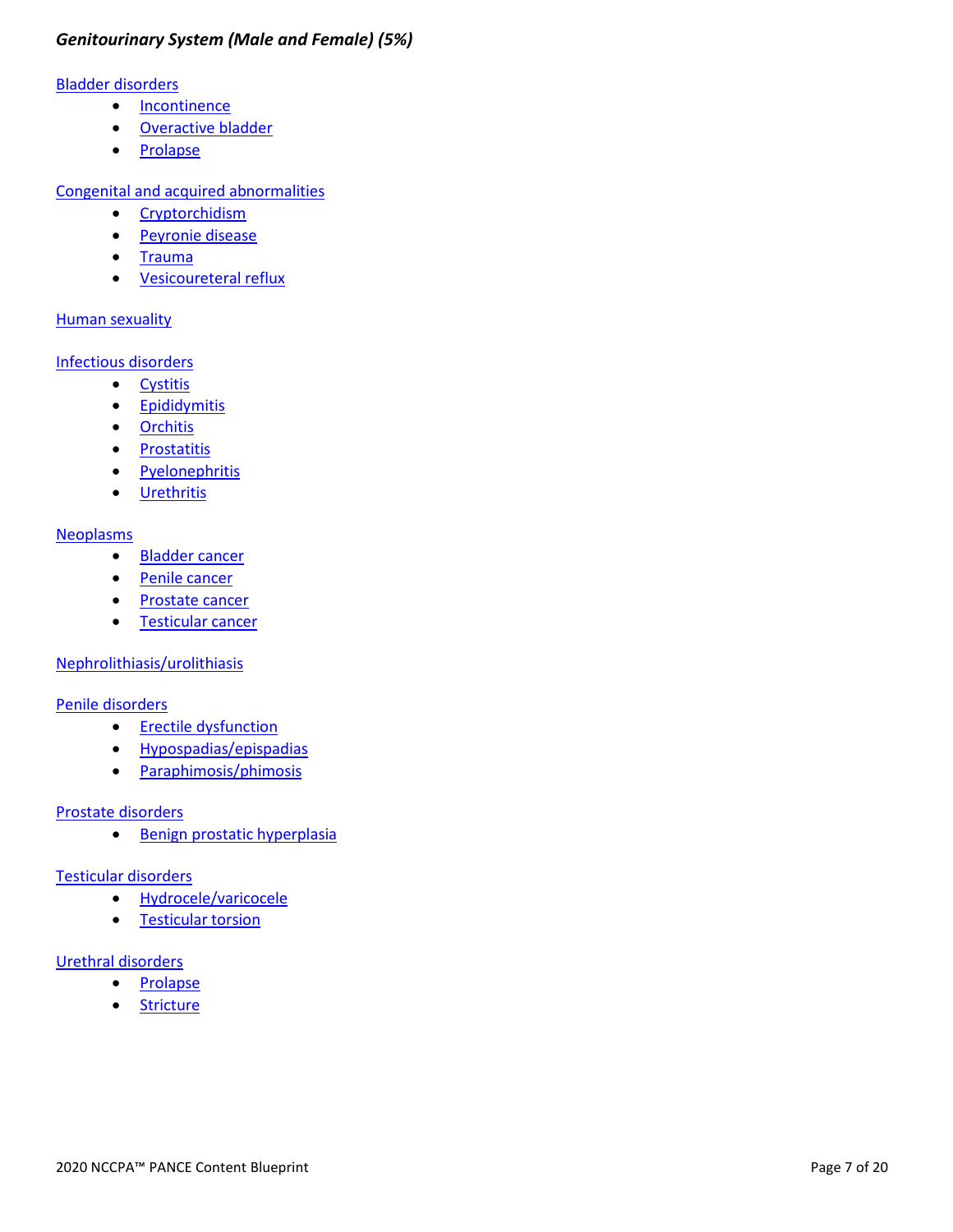***Genitourinary System (Male and Female) (5%)***

Bladder disorders

- Incontinence
- Overactive bladder
- Prolapse

Congenital and acquired abnormalities

- Cryptorchidism
- Peyronie disease
- Trauma
- Vesicoureteral reflux

Human sexuality

Infectious disorders

- Cystitis
- Epididymitis
- Orchitis
- Prostatitis
- Pyelonephritis
- Urethritis

Neoplasms

- Bladder cancer
- Penile cancer
- Prostate cancer
- Testicular cancer

Nephrolithiasis/urolithiasis

Penile disorders

- Erectile dysfunction
- Hypospadias/epispadias
- Paraphimosis/phimosis

Prostate disorders

- Benign prostatic hyperplasia

Testicular disorders

- Hydrocele/varicocele
- Testicular torsion

Urethral disorders

- Prolapse
- Stricture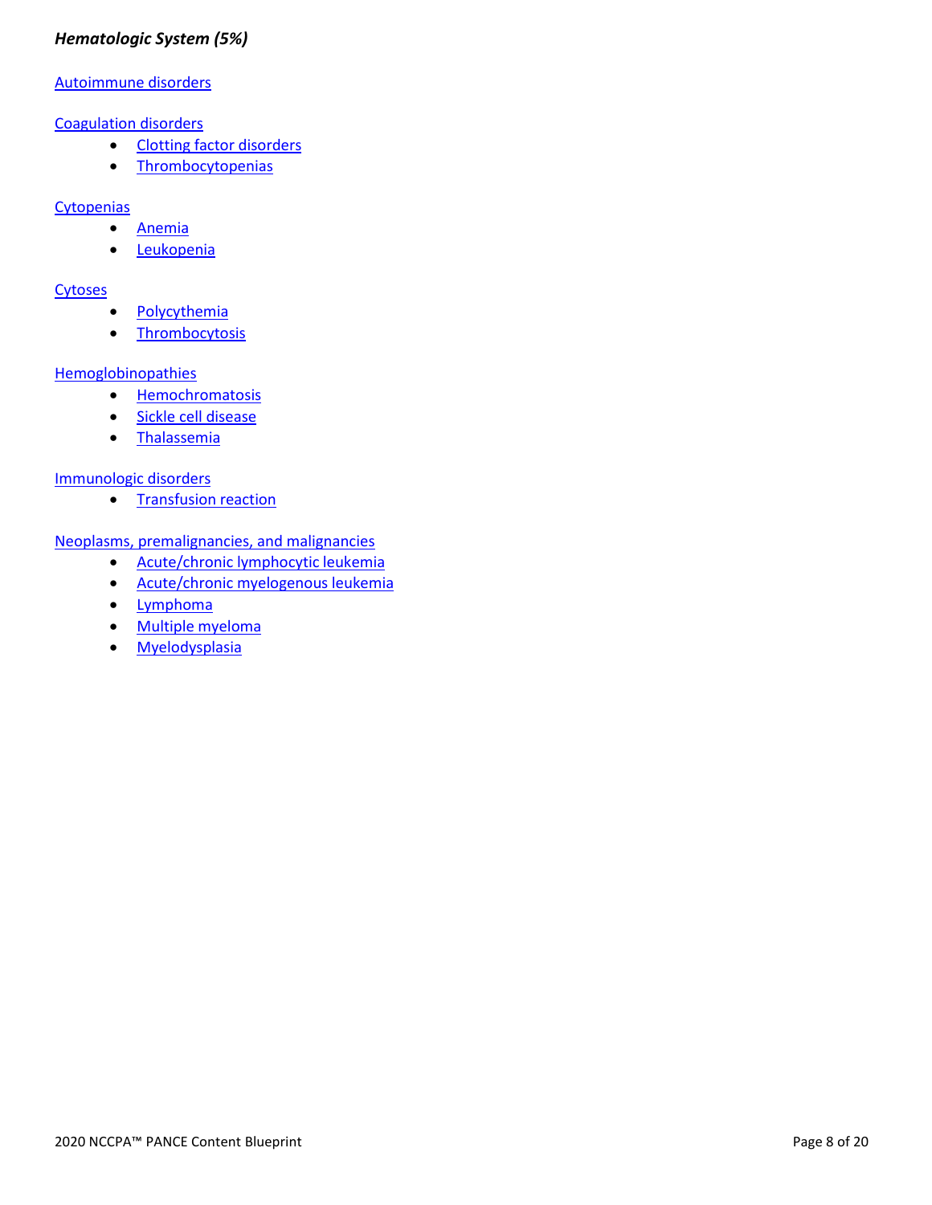***Hematologic System (5%)***

Autoimmune disorders

Coagulation disorders

- Clotting factor disorders
- Thrombocytopenias

Cytopenias

- Anemia
- Leukopenia

Cytoses

- Polycythemia
- Thrombocytosis

Hemoglobinopathies

- Hemochromatosis
- Sickle cell disease
- Thalassemia

Immunologic disorders

- Transfusion reaction

Neoplasms, premalignancies, and malignancies

- Acute/chronic lymphocytic leukemia
- Acute/chronic myelogenous leukemia
- Lymphoma
- Multiple myeloma
- Myelodysplasia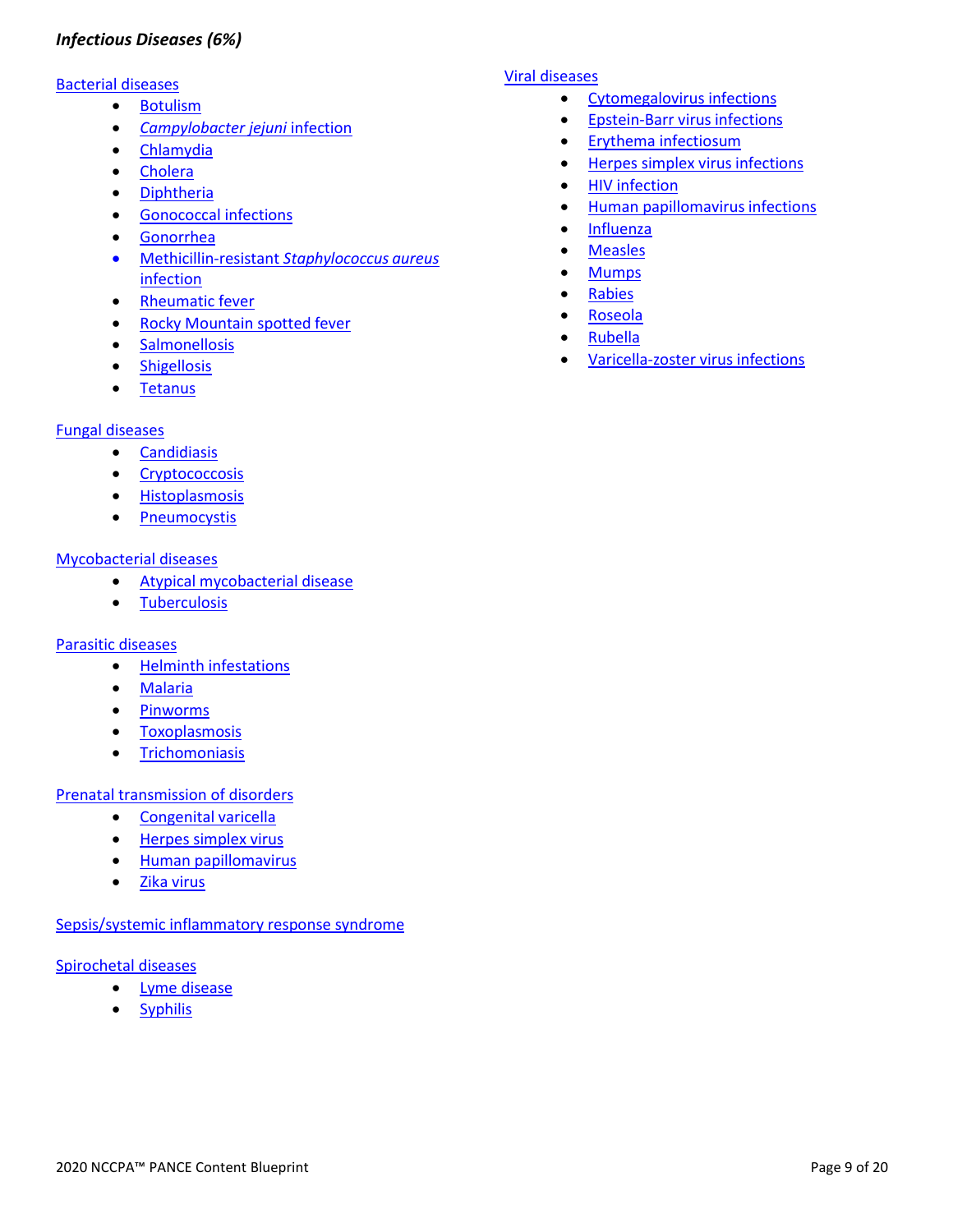### *Infectious Diseases (6%)*

Bacterial diseases

- Botulism
- *Campylobacter jejuni* infection
- Chlamydia
- Cholera
- Diphtheria
- Gonococcal infections
- Gonorrhea
- Methicillin-resistant *Staphylococcus aureus* infection
- Rheumatic fever
- Rocky Mountain spotted fever
- Salmonellosis
- Shigellosis
- Tetanus

Fungal diseases

- Candidiasis
- Cryptococcosis
- Histoplasmosis
- Pneumocystis

Mycobacterial diseases

- Atypical mycobacterial disease
- Tuberculosis

Parasitic diseases

- Helminth infestations
- Malaria
- Pinworms
- Toxoplasmosis
- Trichomoniasis

Prenatal transmission of disorders

- Congenital varicella
- Herpes simplex virus
- Human papillomavirus
- Zika virus

Sepsis/systemic inflammatory response syndrome

Spirochetal diseases

- Lyme disease
- Syphilis

Viral diseases

- Cytomegalovirus infections
- Epstein-Barr virus infections
- Erythema infectiosum
- Herpes simplex virus infections
- HIV infection
- Human papillomavirus infections
- Influenza
- Measles
- Mumps
- Rabies
- Roseola
- Rubella
- Varicella-zoster virus infections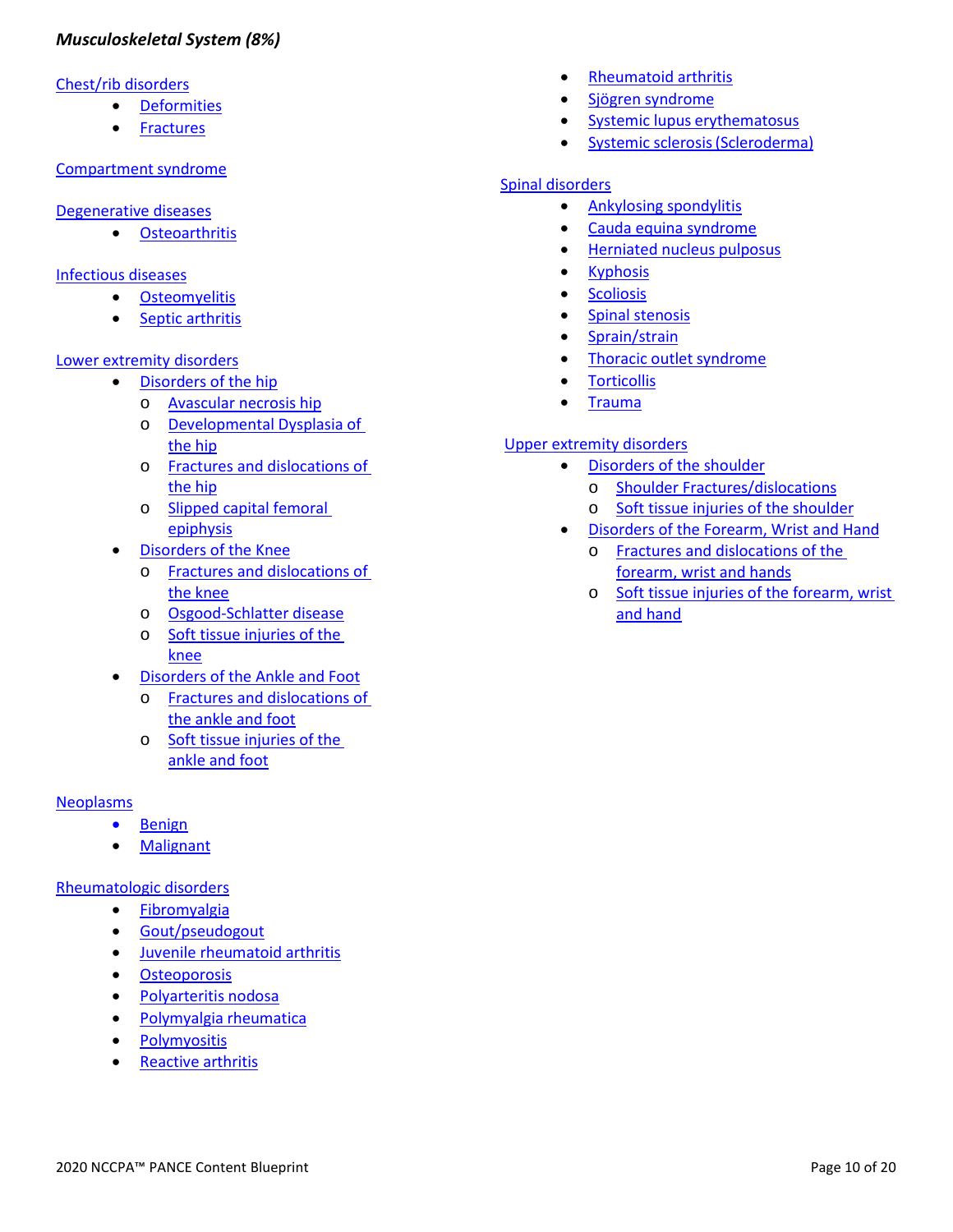***Musculoskeletal System (8%)***

Chest/rib disorders
- Deformities
- Fractures

Compartment syndrome

Degenerative diseases
- Osteoarthritis

Infectious diseases
- Osteomyelitis
- Septic arthritis

Lower extremity disorders
- Disorders of the hip
  - Avascular necrosis hip
  - Developmental Dysplasia of the hip
  - Fractures and dislocations of the hip
  - Slipped capital femoral epiphysis
- Disorders of the Knee
  - Fractures and dislocations of the knee
  - Osgood-Schlatter disease
  - Soft tissue injuries of the knee
- Disorders of the Ankle and Foot
  - Fractures and dislocations of the ankle and foot
  - Soft tissue injuries of the ankle and foot

Neoplasms
- Benign
- Malignant

Rheumatologic disorders
- Fibromyalgia
- Gout/pseudogout
- Juvenile rheumatoid arthritis
- Osteoporosis
- Polyarteritis nodosa
- Polymyalgia rheumatica
- Polymyositis
- Reactive arthritis
- Rheumatoid arthritis
- Sjögren syndrome
- Systemic lupus erythematosus
- Systemic sclerosis (Scleroderma)

Spinal disorders
- Ankylosing spondylitis
- Cauda equina syndrome
- Herniated nucleus pulposus
- Kyphosis
- Scoliosis
- Spinal stenosis
- Sprain/strain
- Thoracic outlet syndrome
- Torticollis
- Trauma

Upper extremity disorders
- Disorders of the shoulder
  - Shoulder Fractures/dislocations
  - Soft tissue injuries of the shoulder
- Disorders of the Forearm, Wrist and Hand
  - Fractures and dislocations of the forearm, wrist and hands
  - Soft tissue injuries of the forearm, wrist and hand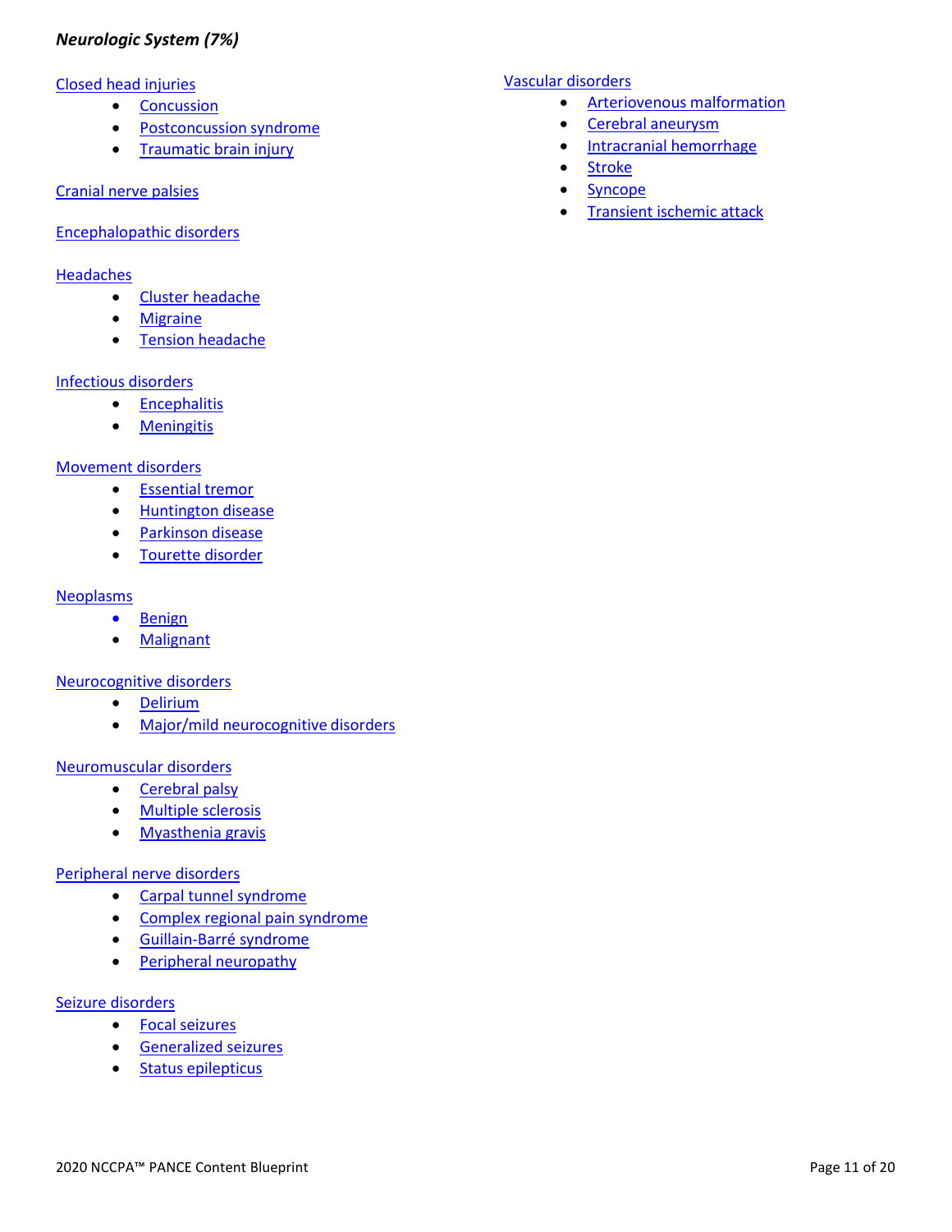***Neurologic System (7%)***

Closed head injuries

- Concussion
- Postconcussion syndrome
- Traumatic brain injury

Cranial nerve palsies

Encephalopathic disorders

Headaches

- Cluster headache
- Migraine
- Tension headache

Infectious disorders

- Encephalitis
- Meningitis

Movement disorders

- Essential tremor
- Huntington disease
- Parkinson disease
- Tourette disorder

Neoplasms

- Benign
- Malignant

Neurocognitive disorders

- Delirium
- Major/mild neurocognitive disorders

Neuromuscular disorders

- Cerebral palsy
- Multiple sclerosis
- Myasthenia gravis

Peripheral nerve disorders

- Carpal tunnel syndrome
- Complex regional pain syndrome
- Guillain-Barré syndrome
- Peripheral neuropathy

Seizure disorders

- Focal seizures
- Generalized seizures
- Status epilepticus

Vascular disorders

- Arteriovenous malformation
- Cerebral aneurysm
- Intracranial hemorrhage
- Stroke
- Syncope
- Transient ischemic attack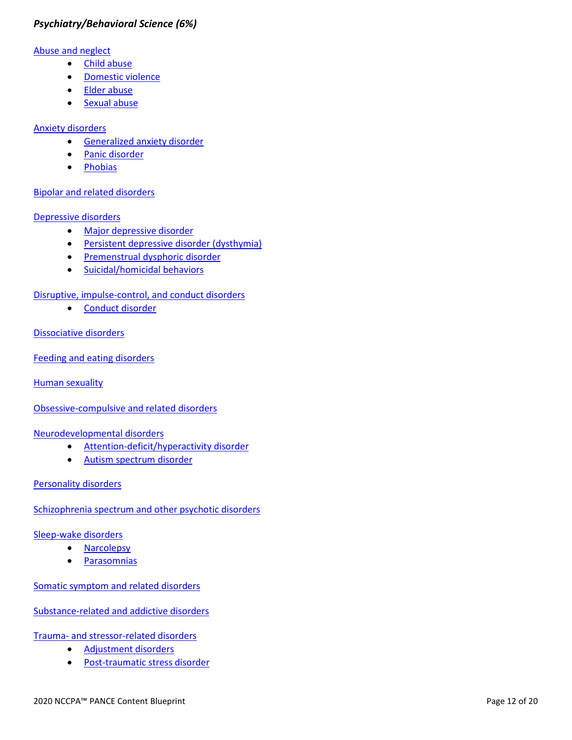***Psychiatry/Behavioral Science (6%)***

Abuse and neglect

- Child abuse
- Domestic violence
- Elder abuse
- Sexual abuse

Anxiety disorders

- Generalized anxiety disorder
- Panic disorder
- Phobias

Bipolar and related disorders

Depressive disorders

- Major depressive disorder
- Persistent depressive disorder (dysthymia)
- Premenstrual dysphoric disorder
- Suicidal/homicidal behaviors

Disruptive, impulse-control, and conduct disorders

- Conduct disorder

Dissociative disorders

Feeding and eating disorders

Human sexuality

Obsessive-compulsive and related disorders

Neurodevelopmental disorders

- Attention-deficit/hyperactivity disorder
- Autism spectrum disorder

Personality disorders

Schizophrenia spectrum and other psychotic disorders

Sleep-wake disorders

- Narcolepsy
- Parasomnias

Somatic symptom and related disorders

Substance-related and addictive disorders

Trauma- and stressor-related disorders

- Adjustment disorders
- Post-traumatic stress disorder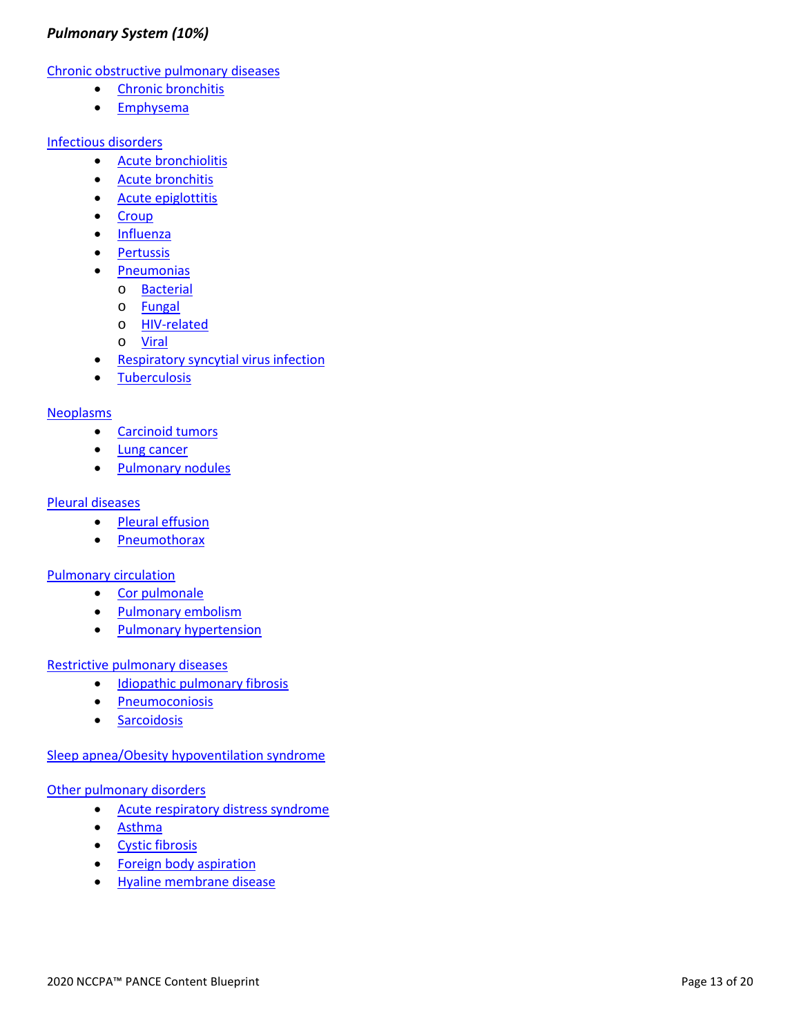***Pulmonary System (10%)***

Chronic obstructive pulmonary diseases

- Chronic bronchitis
- Emphysema

Infectious disorders

- Acute bronchiolitis
- Acute bronchitis
- Acute epiglottitis
- Croup
- Influenza
- Pertussis
- Pneumonias
  - Bacterial
  - Fungal
  - HIV-related
  - Viral
- Respiratory syncytial virus infection
- Tuberculosis

Neoplasms

- Carcinoid tumors
- Lung cancer
- Pulmonary nodules

Pleural diseases

- Pleural effusion
- Pneumothorax

Pulmonary circulation

- Cor pulmonale
- Pulmonary embolism
- Pulmonary hypertension

Restrictive pulmonary diseases

- Idiopathic pulmonary fibrosis
- Pneumoconiosis
- Sarcoidosis

Sleep apnea/Obesity hypoventilation syndrome

Other pulmonary disorders

- Acute respiratory distress syndrome
- Asthma
- Cystic fibrosis
- Foreign body aspiration
- Hyaline membrane disease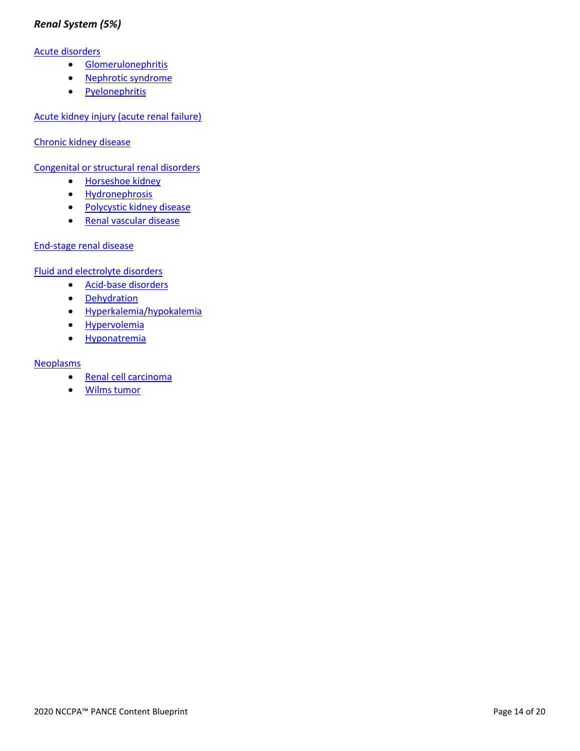### *Renal System (5%)*

Acute disorders

- Glomerulonephritis
- Nephrotic syndrome
- Pyelonephritis

Acute kidney injury (acute renal failure)

Chronic kidney disease

Congenital or structural renal disorders

- Horseshoe kidney
- Hydronephrosis
- Polycystic kidney disease
- Renal vascular disease

End-stage renal disease

Fluid and electrolyte disorders

- Acid-base disorders
- Dehydration
- Hyperkalemia/hypokalemia
- Hypervolemia
- Hyponatremia

Neoplasms

- Renal cell carcinoma
- Wilms tumor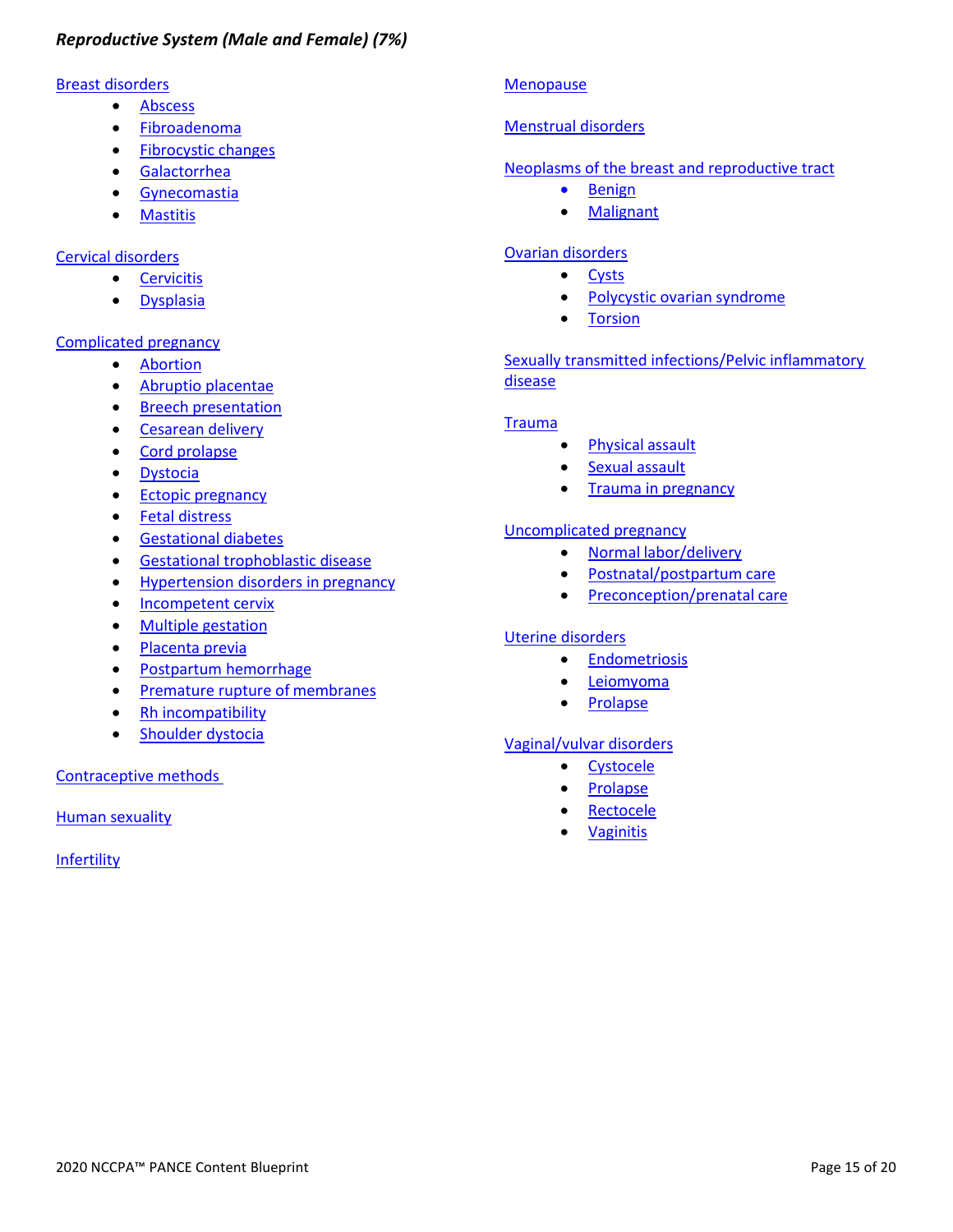***Reproductive System (Male and Female) (7%)***

Breast disorders

- Abscess
- Fibroadenoma
- Fibrocystic changes
- Galactorrhea
- Gynecomastia
- Mastitis

Cervical disorders

- Cervicitis
- Dysplasia

Complicated pregnancy

- Abortion
- Abruptio placentae
- Breech presentation
- Cesarean delivery
- Cord prolapse
- Dystocia
- Ectopic pregnancy
- Fetal distress
- Gestational diabetes
- Gestational trophoblastic disease
- Hypertension disorders in pregnancy
- Incompetent cervix
- Multiple gestation
- Placenta previa
- Postpartum hemorrhage
- Premature rupture of membranes
- Rh incompatibility
- Shoulder dystocia

Contraceptive methods

Human sexuality

Infertility

Menopause

Menstrual disorders

Neoplasms of the breast and reproductive tract

- Benign
- Malignant

Ovarian disorders

- Cysts
- Polycystic ovarian syndrome
- Torsion

Sexually transmitted infections/Pelvic inflammatory disease

Trauma

- Physical assault
- Sexual assault
- Trauma in pregnancy

Uncomplicated pregnancy

- Normal labor/delivery
- Postnatal/postpartum care
- Preconception/prenatal care

Uterine disorders

- Endometriosis
- Leiomyoma
- Prolapse

Vaginal/vulvar disorders

- Cystocele
- Prolapse
- Rectocele
- Vaginitis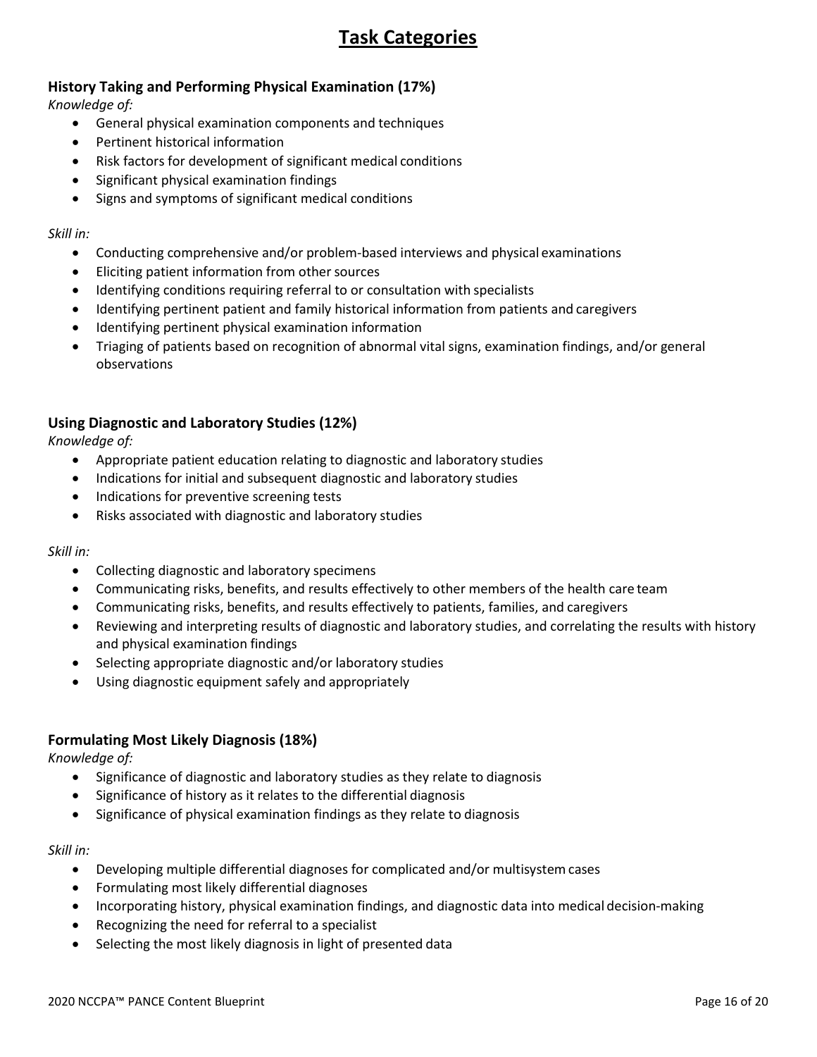# Task Categories

### History Taking and Performing Physical Examination (17%)

*Knowledge of:*

- General physical examination components and techniques
- Pertinent historical information
- Risk factors for development of significant medical conditions
- Significant physical examination findings
- Signs and symptoms of significant medical conditions

*Skill in:*

- Conducting comprehensive and/or problem-based interviews and physical examinations
- Eliciting patient information from other sources
- Identifying conditions requiring referral to or consultation with specialists
- Identifying pertinent patient and family historical information from patients and caregivers
- Identifying pertinent physical examination information
- Triaging of patients based on recognition of abnormal vital signs, examination findings, and/or general observations

### Using Diagnostic and Laboratory Studies (12%)

*Knowledge of:*

- Appropriate patient education relating to diagnostic and laboratory studies
- Indications for initial and subsequent diagnostic and laboratory studies
- Indications for preventive screening tests
- Risks associated with diagnostic and laboratory studies

*Skill in:*

- Collecting diagnostic and laboratory specimens
- Communicating risks, benefits, and results effectively to other members of the health care team
- Communicating risks, benefits, and results effectively to patients, families, and caregivers
- Reviewing and interpreting results of diagnostic and laboratory studies, and correlating the results with history and physical examination findings
- Selecting appropriate diagnostic and/or laboratory studies
- Using diagnostic equipment safely and appropriately

### Formulating Most Likely Diagnosis (18%)

*Knowledge of:*

- Significance of diagnostic and laboratory studies as they relate to diagnosis
- Significance of history as it relates to the differential diagnosis
- Significance of physical examination findings as they relate to diagnosis

*Skill in:*

- Developing multiple differential diagnoses for complicated and/or multisystem cases
- Formulating most likely differential diagnoses
- Incorporating history, physical examination findings, and diagnostic data into medical decision-making
- Recognizing the need for referral to a specialist
- Selecting the most likely diagnosis in light of presented data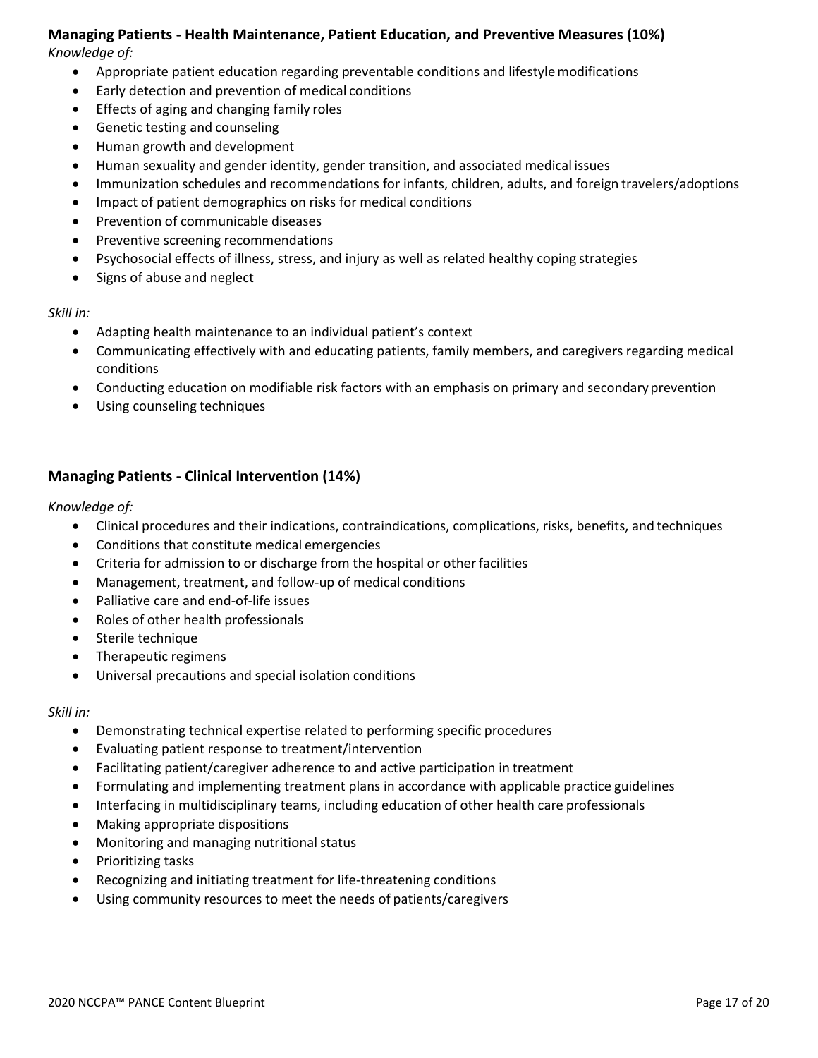## Managing Patients - Health Maintenance, Patient Education, and Preventive Measures (10%)

*Knowledge of:*

- Appropriate patient education regarding preventable conditions and lifestyle modifications
- Early detection and prevention of medical conditions
- Effects of aging and changing family roles
- Genetic testing and counseling
- Human growth and development
- Human sexuality and gender identity, gender transition, and associated medical issues
- Immunization schedules and recommendations for infants, children, adults, and foreign travelers/adoptions
- Impact of patient demographics on risks for medical conditions
- Prevention of communicable diseases
- Preventive screening recommendations
- Psychosocial effects of illness, stress, and injury as well as related healthy coping strategies
- Signs of abuse and neglect

*Skill in:*

- Adapting health maintenance to an individual patient's context
- Communicating effectively with and educating patients, family members, and caregivers regarding medical conditions
- Conducting education on modifiable risk factors with an emphasis on primary and secondary prevention
- Using counseling techniques

## Managing Patients - Clinical Intervention (14%)

*Knowledge of:*

- Clinical procedures and their indications, contraindications, complications, risks, benefits, and techniques
- Conditions that constitute medical emergencies
- Criteria for admission to or discharge from the hospital or other facilities
- Management, treatment, and follow-up of medical conditions
- Palliative care and end-of-life issues
- Roles of other health professionals
- Sterile technique
- Therapeutic regimens
- Universal precautions and special isolation conditions

*Skill in:*

- Demonstrating technical expertise related to performing specific procedures
- Evaluating patient response to treatment/intervention
- Facilitating patient/caregiver adherence to and active participation in treatment
- Formulating and implementing treatment plans in accordance with applicable practice guidelines
- Interfacing in multidisciplinary teams, including education of other health care professionals
- Making appropriate dispositions
- Monitoring and managing nutritional status
- Prioritizing tasks
- Recognizing and initiating treatment for life-threatening conditions
- Using community resources to meet the needs of patients/caregivers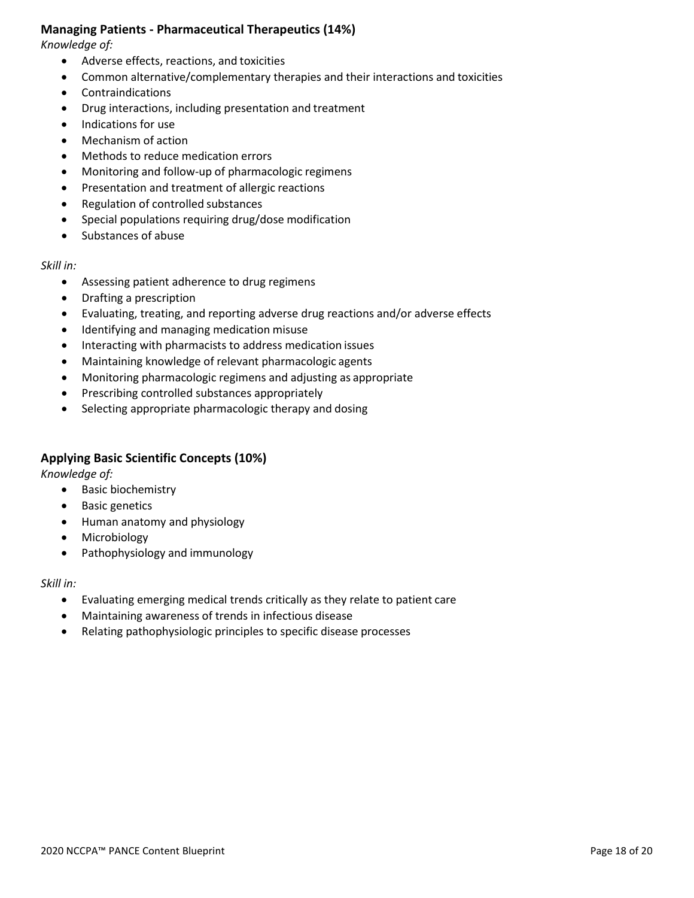## Managing Patients - Pharmaceutical Therapeutics (14%)

*Knowledge of:*

- Adverse effects, reactions, and toxicities
- Common alternative/complementary therapies and their interactions and toxicities
- Contraindications
- Drug interactions, including presentation and treatment
- Indications for use
- Mechanism of action
- Methods to reduce medication errors
- Monitoring and follow-up of pharmacologic regimens
- Presentation and treatment of allergic reactions
- Regulation of controlled substances
- Special populations requiring drug/dose modification
- Substances of abuse

*Skill in:*

- Assessing patient adherence to drug regimens
- Drafting a prescription
- Evaluating, treating, and reporting adverse drug reactions and/or adverse effects
- Identifying and managing medication misuse
- Interacting with pharmacists to address medication issues
- Maintaining knowledge of relevant pharmacologic agents
- Monitoring pharmacologic regimens and adjusting as appropriate
- Prescribing controlled substances appropriately
- Selecting appropriate pharmacologic therapy and dosing

## Applying Basic Scientific Concepts (10%)

*Knowledge of:*

- Basic biochemistry
- Basic genetics
- Human anatomy and physiology
- Microbiology
- Pathophysiology and immunology

*Skill in:*

- Evaluating emerging medical trends critically as they relate to patient care
- Maintaining awareness of trends in infectious disease
- Relating pathophysiologic principles to specific disease processes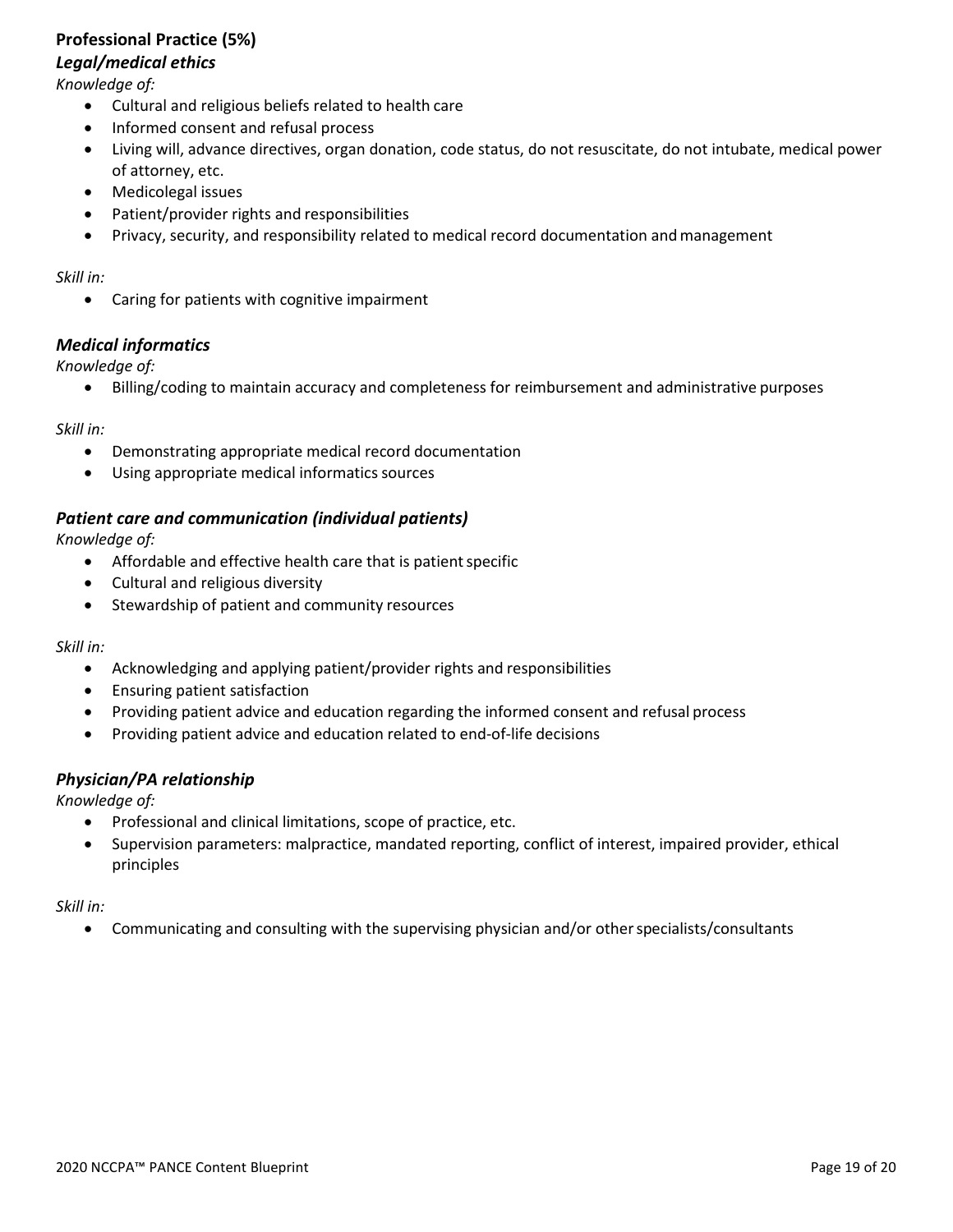## Professional Practice (5%)

### *Legal/medical ethics*

*Knowledge of:*

- Cultural and religious beliefs related to health care
- Informed consent and refusal process
- Living will, advance directives, organ donation, code status, do not resuscitate, do not intubate, medical power of attorney, etc.
- Medicolegal issues
- Patient/provider rights and responsibilities
- Privacy, security, and responsibility related to medical record documentation and management

*Skill in:*

- Caring for patients with cognitive impairment

### *Medical informatics*

*Knowledge of:*

- Billing/coding to maintain accuracy and completeness for reimbursement and administrative purposes

*Skill in:*

- Demonstrating appropriate medical record documentation
- Using appropriate medical informatics sources

### *Patient care and communication (individual patients)*

*Knowledge of:*

- Affordable and effective health care that is patient specific
- Cultural and religious diversity
- Stewardship of patient and community resources

*Skill in:*

- Acknowledging and applying patient/provider rights and responsibilities
- Ensuring patient satisfaction
- Providing patient advice and education regarding the informed consent and refusal process
- Providing patient advice and education related to end-of-life decisions

### *Physician/PA relationship*

*Knowledge of:*

- Professional and clinical limitations, scope of practice, etc.
- Supervision parameters: malpractice, mandated reporting, conflict of interest, impaired provider, ethical principles

*Skill in:*

- Communicating and consulting with the supervising physician and/or other specialists/consultants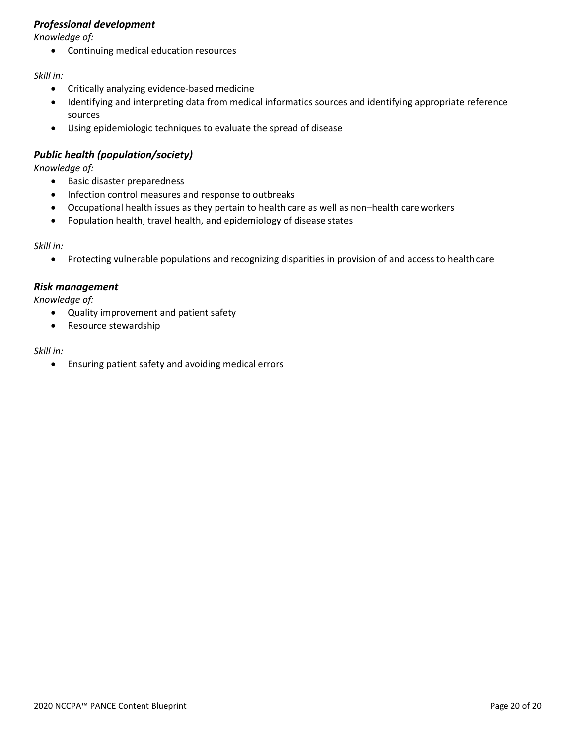### *Professional development*

*Knowledge of:*

- Continuing medical education resources

*Skill in:*

- Critically analyzing evidence-based medicine
- Identifying and interpreting data from medical informatics sources and identifying appropriate reference sources
- Using epidemiologic techniques to evaluate the spread of disease

### *Public health (population/society)*

*Knowledge of:*

- Basic disaster preparedness
- Infection control measures and response to outbreaks
- Occupational health issues as they pertain to health care as well as non–health care workers
- Population health, travel health, and epidemiology of disease states

*Skill in:*

- Protecting vulnerable populations and recognizing disparities in provision of and access to health care

### *Risk management*

*Knowledge of:*

- Quality improvement and patient safety
- Resource stewardship

*Skill in:*

- Ensuring patient safety and avoiding medical errors